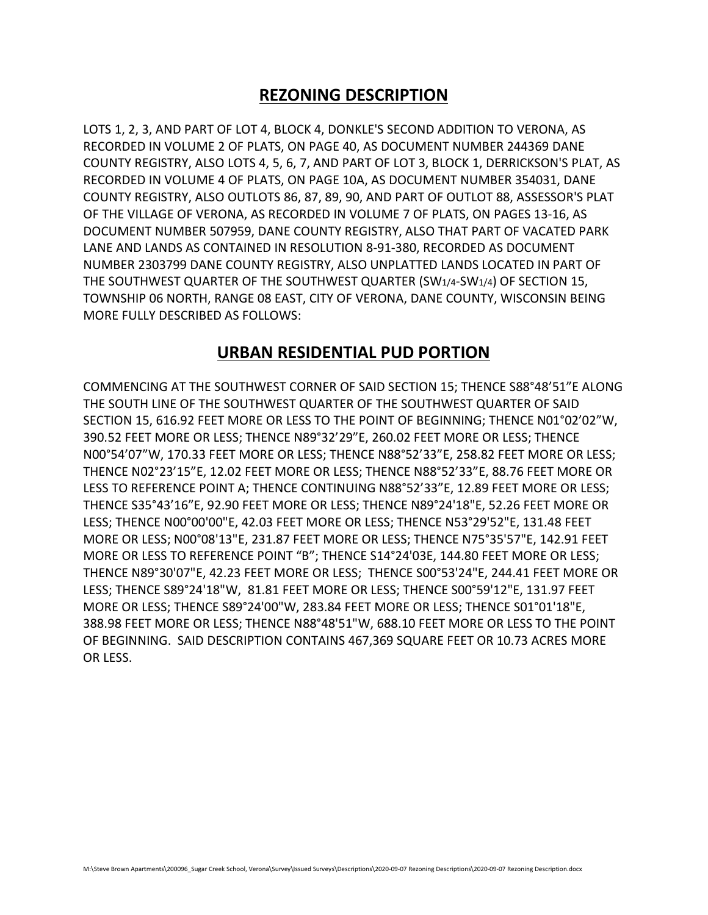## REZONING DESCRIPTION

LOTS 1, 2, 3, AND PART OF LOT 4, BLOCK 4, DONKLE'S SECOND ADDITION TO VERONA, AS RECORDED IN VOLUME 2 OF PLATS, ON PAGE 40, AS DOCUMENT NUMBER 244369 DANE COUNTY REGISTRY, ALSO LOTS 4, 5, 6, 7, AND PART OF LOT 3, BLOCK 1, DERRICKSON'S PLAT, AS RECORDED IN VOLUME 4 OF PLATS, ON PAGE 10A, AS DOCUMENT NUMBER 354031, DANE COUNTY REGISTRY, ALSO OUTLOTS 86, 87, 89, 90, AND PART OF OUTLOT 88, ASSESSOR'S PLAT OF THE VILLAGE OF VERONA, AS RECORDED IN VOLUME 7 OF PLATS, ON PAGES 13-16, AS DOCUMENT NUMBER 507959, DANE COUNTY REGISTRY, ALSO THAT PART OF VACATED PARK LANE AND LANDS AS CONTAINED IN RESOLUTION 8-91-380, RECORDED AS DOCUMENT NUMBER 2303799 DANE COUNTY REGISTRY, ALSO UNPLATTED LANDS LOCATED IN PART OF THE SOUTHWEST QUARTER OF THE SOUTHWEST QUARTER (SW1/4-SW1/4) OF SECTION 15, TOWNSHIP 06 NORTH, RANGE 08 EAST, CITY OF VERONA, DANE COUNTY, WISCONSIN BEING MORE FULLY DESCRIBED AS FOLLOWS:

## URBAN RESIDENTIAL PUD PORTION

COMMENCING AT THE SOUTHWEST CORNER OF SAID SECTION 15; THENCE S88°48'51"E ALONG THE SOUTH LINE OF THE SOUTHWEST QUARTER OF THE SOUTHWEST QUARTER OF SAID SECTION 15, 616.92 FEET MORE OR LESS TO THE POINT OF BEGINNING; THENCE N01°02'02"W, 390.52 FEET MORE OR LESS; THENCE N89°32'29"E, 260.02 FEET MORE OR LESS; THENCE N00°54'07"W, 170.33 FEET MORE OR LESS; THENCE N88°52'33"E, 258.82 FEET MORE OR LESS; THENCE N02°23'15"E, 12.02 FEET MORE OR LESS; THENCE N88°52'33"E, 88.76 FEET MORE OR LESS TO REFERENCE POINT A; THENCE CONTINUING N88°52'33"E, 12.89 FEET MORE OR LESS; THENCE S35°43'16"E, 92.90 FEET MORE OR LESS; THENCE N89°24'18"E, 52.26 FEET MORE OR LESS; THENCE N00°00'00"E, 42.03 FEET MORE OR LESS; THENCE N53°29'52"E, 131.48 FEET MORE OR LESS; N00°08'13"E, 231.87 FEET MORE OR LESS; THENCE N75°35'57"E, 142.91 FEET MORE OR LESS TO REFERENCE POINT "B"; THENCE S14°24'03E, 144.80 FEET MORE OR LESS; THENCE N89°30'07"E, 42.23 FEET MORE OR LESS; THENCE S00°53'24"E, 244.41 FEET MORE OR LESS; THENCE S89°24'18"W, 81.81 FEET MORE OR LESS; THENCE S00°59'12"E, 131.97 FEET MORE OR LESS; THENCE S89°24'00"W, 283.84 FEET MORE OR LESS; THENCE S01°01'18"E, 388.98 FEET MORE OR LESS; THENCE N88°48'51"W, 688.10 FEET MORE OR LESS TO THE POINT OF BEGINNING. SAID DESCRIPTION CONTAINS 467,369 SQUARE FEET OR 10.73 ACRES MORE OR LESS.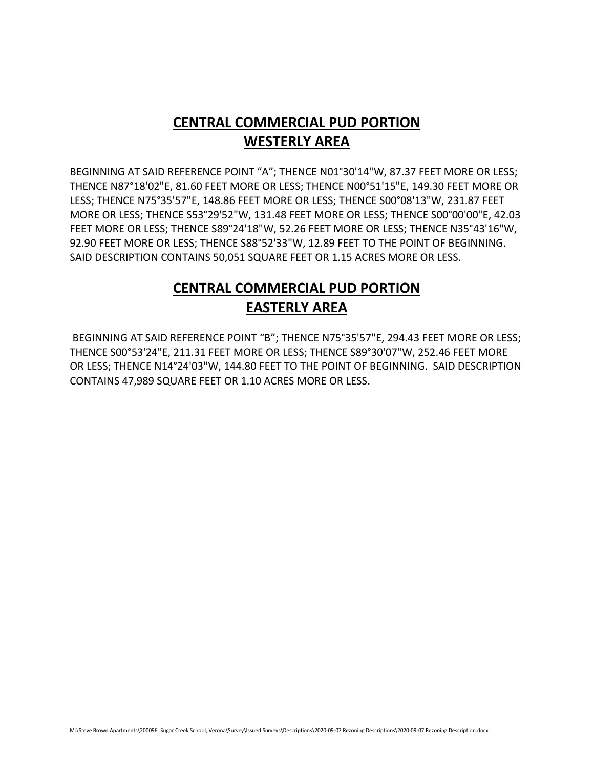## CENTRAL COMMERCIAL PUD PORTION
## WESTERLY AREA

BEGINNING AT SAID REFERENCE POINT “A”; THENCE N01°30'14"W, 87.37 FEET MORE OR LESS; THENCE N87°18'02"E, 81.60 FEET MORE OR LESS; THENCE N00°51'15"E, 149.30 FEET MORE OR LESS; THENCE N75°35'57"E, 148.86 FEET MORE OR LESS; THENCE S00°08'13"W, 231.87 FEET MORE OR LESS; THENCE S53°29'52"W, 131.48 FEET MORE OR LESS; THENCE S00°00'00"E, 42.03 FEET MORE OR LESS; THENCE S89°24'18"W, 52.26 FEET MORE OR LESS; THENCE N35°43'16"W, 92.90 FEET MORE OR LESS; THENCE S88°52'33"W, 12.89 FEET TO THE POINT OF BEGINNING. SAID DESCRIPTION CONTAINS 50,051 SQUARE FEET OR 1.15 ACRES MORE OR LESS.

## CENTRAL COMMERCIAL PUD PORTION
## EASTERLY AREA

BEGINNING AT SAID REFERENCE POINT “B”; THENCE N75°35'57"E, 294.43 FEET MORE OR LESS; THENCE S00°53'24"E, 211.31 FEET MORE OR LESS; THENCE S89°30'07"W, 252.46 FEET MORE OR LESS; THENCE N14°24'03"W, 144.80 FEET TO THE POINT OF BEGINNING. SAID DESCRIPTION CONTAINS 47,989 SQUARE FEET OR 1.10 ACRES MORE OR LESS.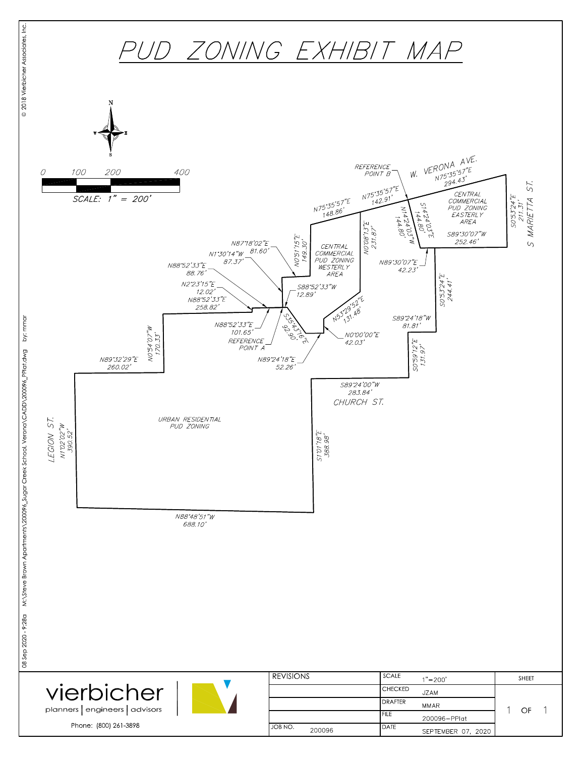# PUD ZONING EXHIBIT MAP

N
W E
S

0 100 200 400

SCALE: 1" = 200'

W. VERONA AVE.

N75°35'57"E
294.43'

REFERENCE POINT B

N75°35'57"E
142.91'

N75°35'57"E
148.86'

S MARIETTA ST.

S0°53'24"E
211.31'

CENTRAL COMMERCIAL PUD ZONING EASTERLY AREA

S89°30'07"W
252.46'

S14°24'03"E
144.80'

N14°24'03"W
144.80'

N0°08'13"E
231.87'

N89°30'07"E
42.23'

S0°53'24"E
244.41'

CENTRAL COMMERCIAL PUD ZONING WESTERLY AREA

N0°51'15"E
149.30'

N87°18'02"E
81.60'

N1°30'14"W
87.37'

N88°52'33"E
88.76'

N2°23'15"E
12.02'

N88°52'33"E
258.82'

S88°52'33"W
12.89'

S35°43'16"E
92.90'

N53°29'52"E
131.48'

N0°00'00"E
42.03'

S89°24'18"W
81.81'

S0°59'12"E
131.97'

N88°52'33"E
101.65'

REFERENCE POINT A

N89°24'18"E
52.26'

N0°54'07"W
170.33'

N89°32'29"E
260.02'

S89°24'00"W
283.84'

CHURCH ST.

URBAN RESIDENTIAL PUD ZONING

LEGION ST.

N1°02'02"W
390.52'

S1°01'18"E
388.98'

N88°48'51"W
688.10'

© 2018 Vierbicher Associates, Inc.

08 Sep 2020 - 9:28a M:\Steve Brown Apartments\200096_Sugar Creek School, Verona\CADD\200096_PPlat.dwg by: mmar

vierbicher
planners | engineers | advisors
Phone: (800) 261-3898

| REVISIONS | | | |
|---|---|---|---|
| | SCALE | 1"=200' | SHEET |
| | CHECKED | JZAM | 1 OF 1 |
| | DRAFTER | MMAR | |
| | FILE | 200096–PPlat | |
| JOB NO. 200096 | DATE | SEPTEMBER 07, 2020 | |